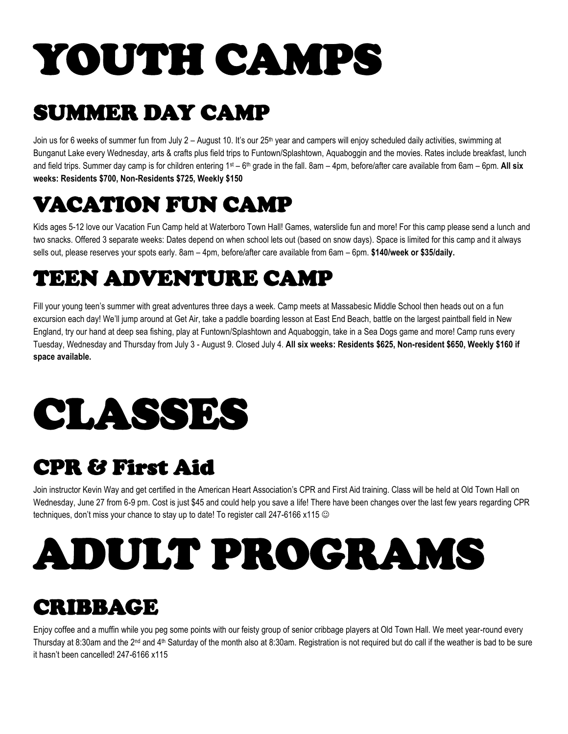# YOUTH CAMPS

## SUMMER DAY CAMP

Join us for 6 weeks of summer fun from July 2 – August 10. It's our 25th year and campers will enjoy scheduled daily activities, swimming at Bunganut Lake every Wednesday, arts & crafts plus field trips to Funtown/Splashtown, Aquaboggin and the movies. Rates include breakfast, lunch and field trips. Summer day camp is for children entering 1st – 6th grade in the fall. 8am – 4pm, before/after care available from 6am – 6pm. **All six weeks: Residents $700, Non-Residents $725, Weekly $150**

## VACATION FUN CAMP

Kids ages 5-12 love our Vacation Fun Camp held at Waterboro Town Hall! Games, waterslide fun and more! For this camp please send a lunch and two snacks. Offered 3 separate weeks: Dates depend on when school lets out (based on snow days). Space is limited for this camp and it always sells out, please reserves your spots early. 8am – 4pm, before/after care available from 6am – 6pm. **$140/week or $35/daily.**

## TEEN ADVENTURE CAMP

Fill your young teen's summer with great adventures three days a week. Camp meets at Massabesic Middle School then heads out on a fun excursion each day! We'll jump around at Get Air, take a paddle boarding lesson at East End Beach, battle on the largest paintball field in New England, try our hand at deep sea fishing, play at Funtown/Splashtown and Aquaboggin, take in a Sea Dogs game and more! Camp runs every Tuesday, Wednesday and Thursday from July 3 - August 9. Closed July 4. **All six weeks: Residents $625, Non-resident $650, Weekly $160 if space available.**

# CLASSES

## CPR & First Aid

Join instructor Kevin Way and get certified in the American Heart Association's CPR and First Aid training. Class will be held at Old Town Hall on Wednesday, June 27 from 6-9 pm. Cost is just $45 and could help you save a life! There have been changes over the last few years regarding CPR techniques, don't miss your chance to stay up to date! To register call 247-6166 x115 ☺

# ADULT PROGRAMS

## CRIBBAGE

Enjoy coffee and a muffin while you peg some points with our feisty group of senior cribbage players at Old Town Hall. We meet year-round every Thursday at 8:30am and the 2nd and 4th Saturday of the month also at 8:30am. Registration is not required but do call if the weather is bad to be sure it hasn't been cancelled! 247-6166 x115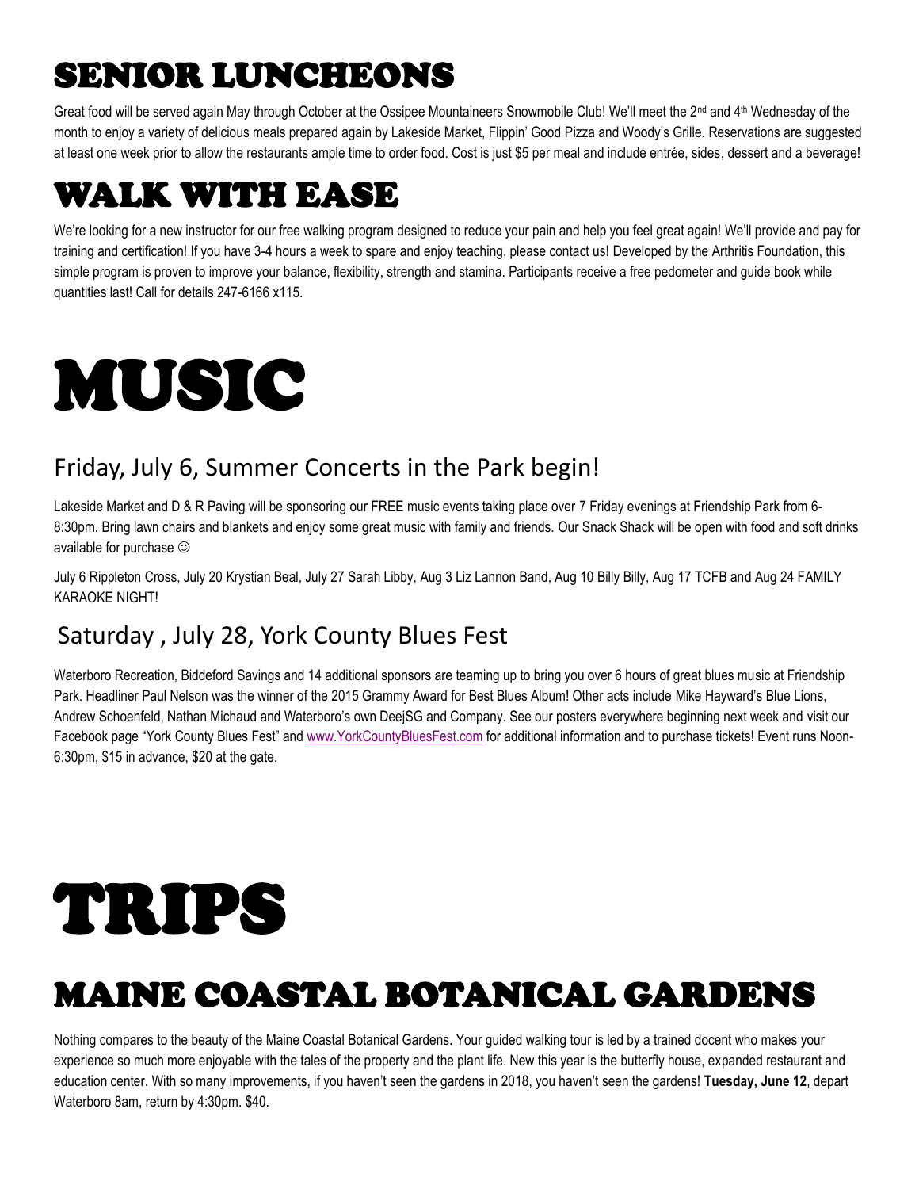## SENIOR LUNCHEONS

Great food will be served again May through October at the Ossipee Mountaineers Snowmobile Club! We'll meet the 2nd and 4th Wednesday of the month to enjoy a variety of delicious meals prepared again by Lakeside Market, Flippin' Good Pizza and Woody's Grille. Reservations are suggested at least one week prior to allow the restaurants ample time to order food. Cost is just $5 per meal and include entrée, sides, dessert and a beverage!

## WALK WITH EASE

We're looking for a new instructor for our free walking program designed to reduce your pain and help you feel great again! We'll provide and pay for training and certification! If you have 3-4 hours a week to spare and enjoy teaching, please contact us! Developed by the Arthritis Foundation, this simple program is proven to improve your balance, flexibility, strength and stamina. Participants receive a free pedometer and guide book while quantities last! Call for details 247-6166 x115.

# MUSIC

### Friday, July 6, Summer Concerts in the Park begin!

Lakeside Market and D & R Paving will be sponsoring our FREE music events taking place over 7 Friday evenings at Friendship Park from 6-8:30pm. Bring lawn chairs and blankets and enjoy some great music with family and friends. Our Snack Shack will be open with food and soft drinks available for purchase ☺

July 6 Rippleton Cross, July 20 Krystian Beal, July 27 Sarah Libby, Aug 3 Liz Lannon Band, Aug 10 Billy Billy, Aug 17 TCFB and Aug 24 FAMILY KARAOKE NIGHT!

### Saturday , July 28, York County Blues Fest

Waterboro Recreation, Biddeford Savings and 14 additional sponsors are teaming up to bring you over 6 hours of great blues music at Friendship Park. Headliner Paul Nelson was the winner of the 2015 Grammy Award for Best Blues Album! Other acts include Mike Hayward's Blue Lions, Andrew Schoenfeld, Nathan Michaud and Waterboro's own DeejSG and Company. See our posters everywhere beginning next week and visit our Facebook page "York County Blues Fest" and www.YorkCountyBluesFest.com for additional information and to purchase tickets! Event runs Noon-6:30pm, $15 in advance, $20 at the gate.

# TRIPS

## MAINE COASTAL BOTANICAL GARDENS

Nothing compares to the beauty of the Maine Coastal Botanical Gardens. Your guided walking tour is led by a trained docent who makes your experience so much more enjoyable with the tales of the property and the plant life. New this year is the butterfly house, expanded restaurant and education center. With so many improvements, if you haven't seen the gardens in 2018, you haven't seen the gardens! **Tuesday, June 12**, depart Waterboro 8am, return by 4:30pm. $40.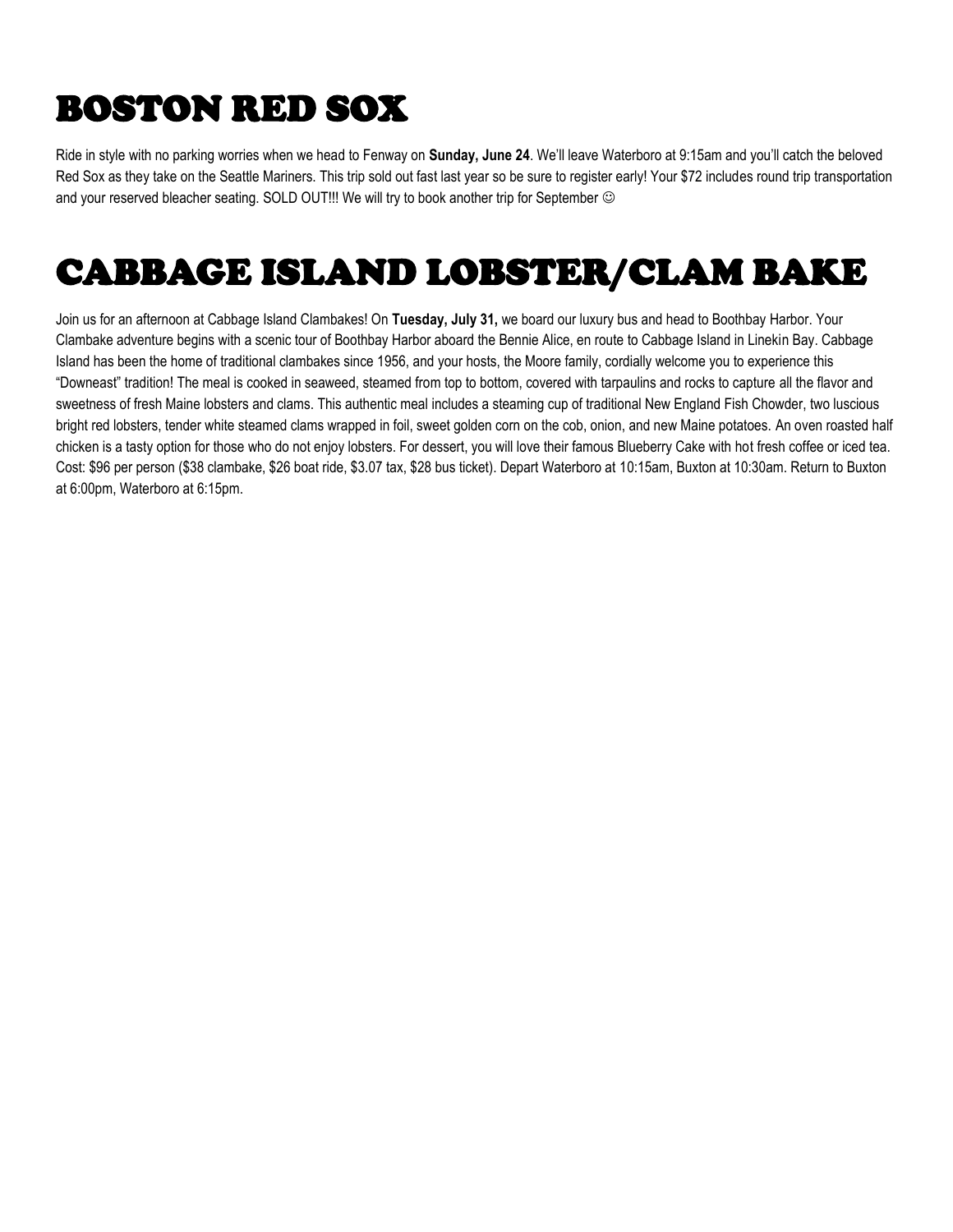# BOSTON RED SOX

Ride in style with no parking worries when we head to Fenway on **Sunday, June 24**. We'll leave Waterboro at 9:15am and you'll catch the beloved Red Sox as they take on the Seattle Mariners. This trip sold out fast last year so be sure to register early! Your $72 includes round trip transportation and your reserved bleacher seating. SOLD OUT!!! We will try to book another trip for September ☺

# CABBAGE ISLAND LOBSTER/CLAM BAKE

Join us for an afternoon at Cabbage Island Clambakes! On **Tuesday, July 31,** we board our luxury bus and head to Boothbay Harbor. Your Clambake adventure begins with a scenic tour of Boothbay Harbor aboard the Bennie Alice, en route to Cabbage Island in Linekin Bay. Cabbage Island has been the home of traditional clambakes since 1956, and your hosts, the Moore family, cordially welcome you to experience this "Downeast" tradition! The meal is cooked in seaweed, steamed from top to bottom, covered with tarpaulins and rocks to capture all the flavor and sweetness of fresh Maine lobsters and clams. This authentic meal includes a steaming cup of traditional New England Fish Chowder, two luscious bright red lobsters, tender white steamed clams wrapped in foil, sweet golden corn on the cob, onion, and new Maine potatoes. An oven roasted half chicken is a tasty option for those who do not enjoy lobsters. For dessert, you will love their famous Blueberry Cake with hot fresh coffee or iced tea. Cost: $96 per person ($38 clambake, $26 boat ride, $3.07 tax, $28 bus ticket). Depart Waterboro at 10:15am, Buxton at 10:30am. Return to Buxton at 6:00pm, Waterboro at 6:15pm.